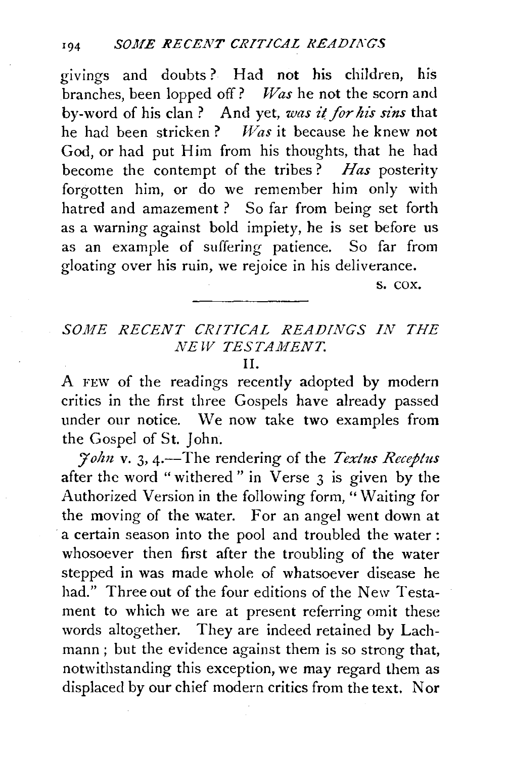givings and doubts? Had not his children, his branches, been lopped off? *Was* he not the scorn and by-word of his clan? And yet, *was it for his sins* that he had been stricken? *Was* it because he knew not God, or had put Him from his thoughts, that he had become the contempt of the tribes? *Has* posterity forgotten him, or do we remember him only with hatred and amazement? So far from being set forth as a warning against bold impiety, he is set before us as an example of suffering patience. So far from gloating over his ruin, we rejoice in his deliverance.

S. COX.

---

## *SOME RECENT CRITICAL READINGS IN THE NEW TESTAMENT.*

### II.

A FEW of the readings recently adopted by modern critics in the first three Gospels have already passed under our notice. We now take two examples from the Gospel of St. John.

*John* v. 3, 4.—The rendering of the *Textus Receptus* after the word "withered" in Verse 3 is given by the Authorized Version in the following form, "Waiting for the moving of the water. For an angel went down at a certain season into the pool and troubled the water: whosoever then first after the troubling of the water stepped in was made whole of whatsoever disease he had." Three out of the four editions of the New Testament to which we are at present referring omit these words altogether. They are indeed retained by Lachmann; but the evidence against them is so strong that, notwithstanding this exception, we may regard them as displaced by our chief modern critics from the text. Nor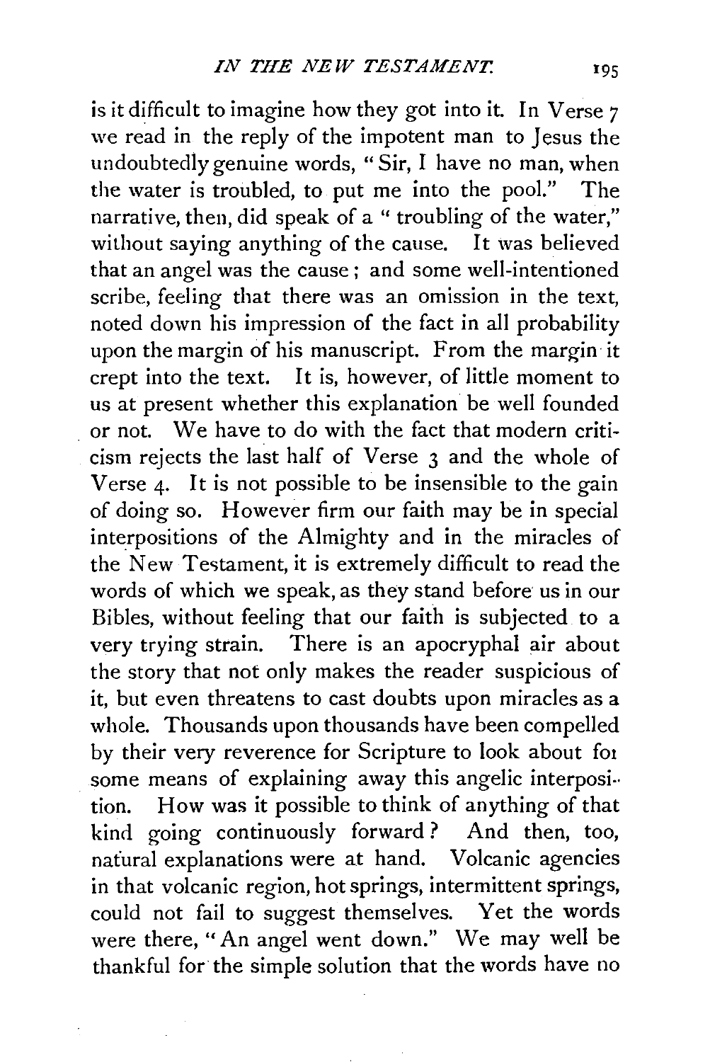is it difficult to imagine how they got into it. In Verse 7 we read in the reply of the impotent man to Jesus the undoubtedly genuine words, "Sir, I have no man, when the water is troubled, to put me into the pool." The narrative, then, did speak of a "troubling of the water," without saying anything of the cause. It was believed that an angel was the cause; and some well-intentioned scribe, feeling that there was an omission in the text, noted down his impression of the fact in all probability upon the margin of his manuscript. From the margin it crept into the text. It is, however, of little moment to us at present whether this explanation be well founded or not. We have to do with the fact that modern criticism rejects the last half of Verse 3 and the whole of Verse 4. It is not possible to be insensible to the gain of doing so. However firm our faith may be in special interpositions of the Almighty and in the miracles of the New Testament, it is extremely difficult to read the words of which we speak, as they stand before us in our Bibles, without feeling that our faith is subjected to a very trying strain. There is an apocryphal air about the story that not only makes the reader suspicious of it, but even threatens to cast doubts upon miracles as a whole. Thousands upon thousands have been compelled by their very reverence for Scripture to look about for some means of explaining away this angelic interposition. How was it possible to think of anything of that kind going continuously forward? And then, too, natural explanations were at hand. Volcanic agencies in that volcanic region, hot springs, intermittent springs, could not fail to suggest themselves. Yet the words were there, "An angel went down." We may well be thankful for the simple solution that the words have no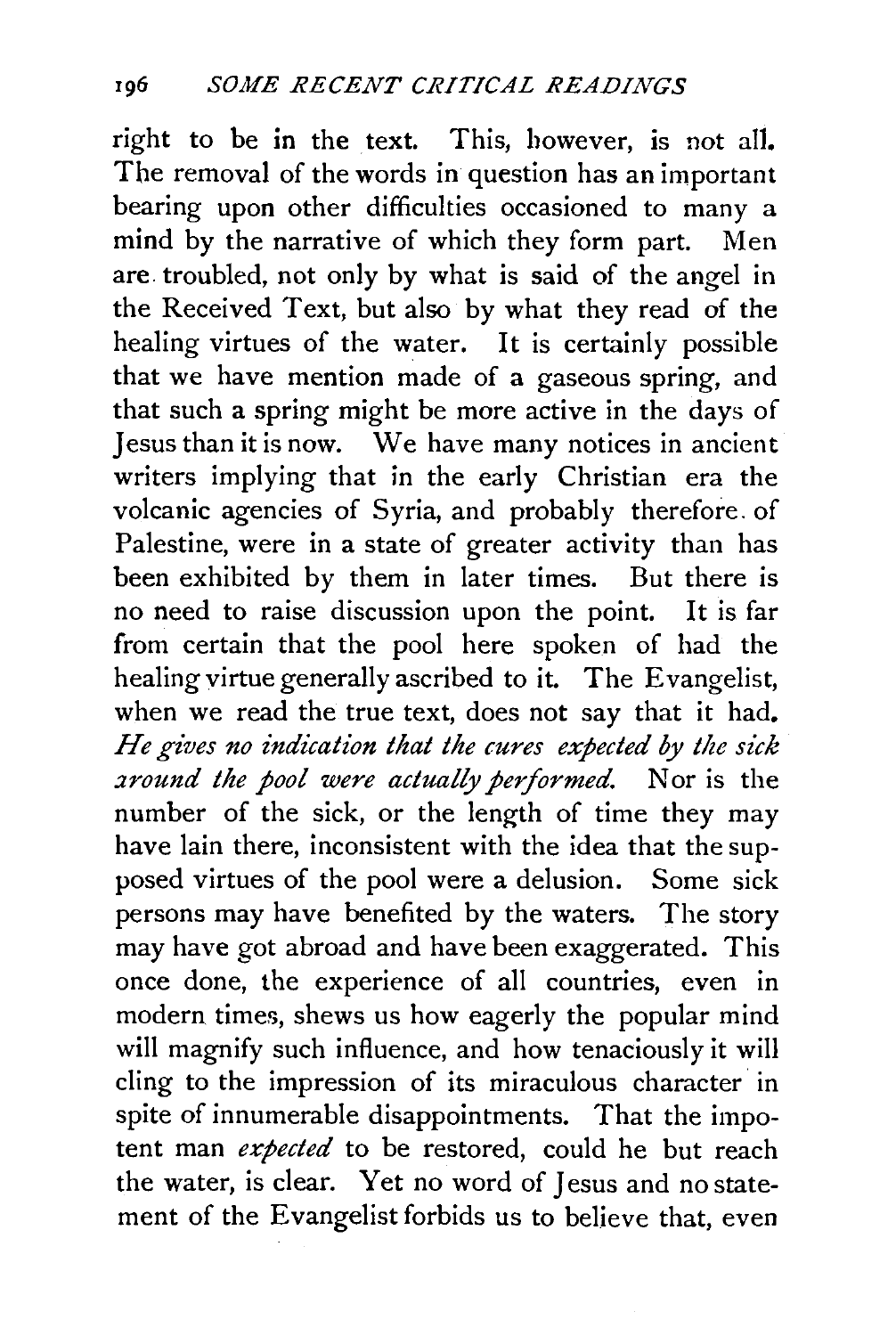right to be in the text. This, however, is not all. The removal of the words in question has an important bearing upon other difficulties occasioned to many a mind by the narrative of which they form part. Men are troubled, not only by what is said of the angel in the Received Text, but also by what they read of the healing virtues of the water. It is certainly possible that we have mention made of a gaseous spring, and that such a spring might be more active in the days of Jesus than it is now. We have many notices in ancient writers implying that in the early Christian era the volcanic agencies of Syria, and probably therefore of Palestine, were in a state of greater activity than has been exhibited by them in later times. But there is no need to raise discussion upon the point. It is far from certain that the pool here spoken of had the healing virtue generally ascribed to it. The Evangelist, when we read the true text, does not say that it had. *He gives no indication that the cures expected by the sick around the pool were actually performed.* Nor is the number of the sick, or the length of time they may have lain there, inconsistent with the idea that the supposed virtues of the pool were a delusion. Some sick persons may have benefited by the waters. The story may have got abroad and have been exaggerated. This once done, the experience of all countries, even in modern times, shews us how eagerly the popular mind will magnify such influence, and how tenaciously it will cling to the impression of its miraculous character in spite of innumerable disappointments. That the impotent man *expected* to be restored, could he but reach the water, is clear. Yet no word of Jesus and no statement of the Evangelist forbids us to believe that, even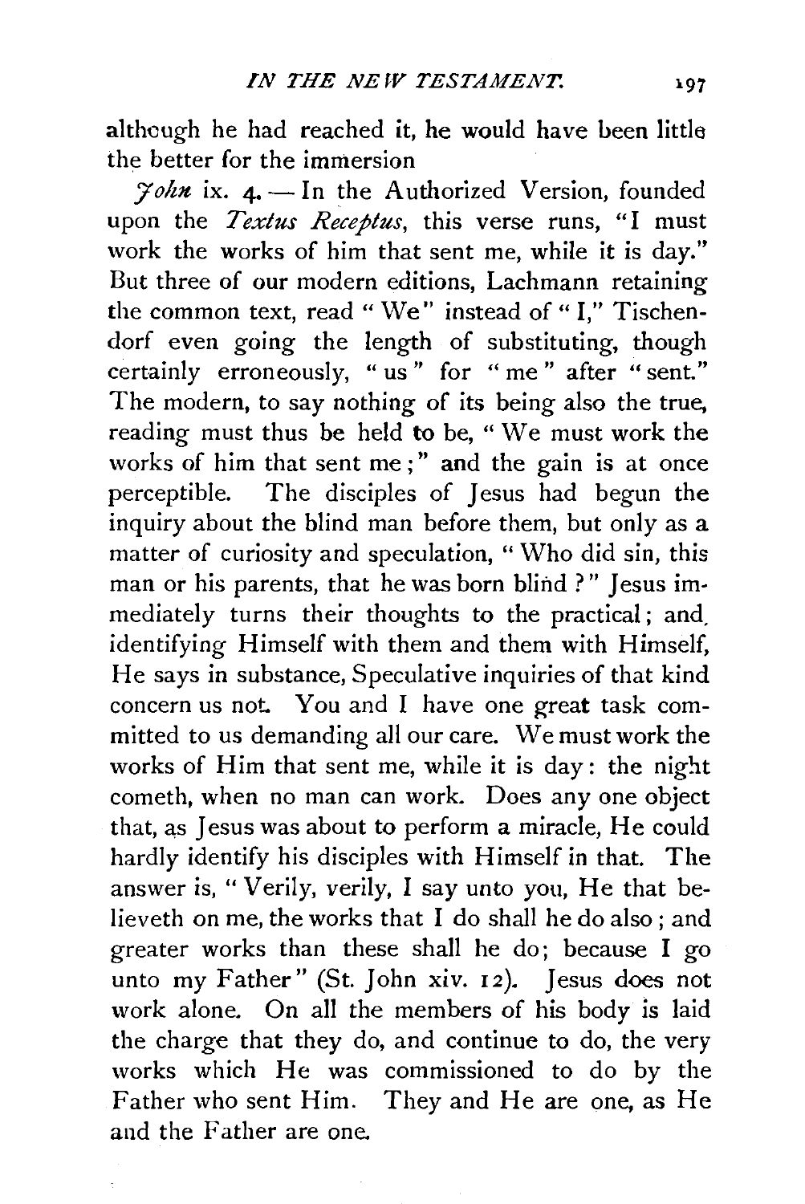although he had reached it, he would have been little the better for the immersion

*John* ix. 4. — In the Authorized Version, founded upon the *Textus Receptus*, this verse runs, "I must work the works of him that sent me, while it is day." But three of our modern editions, Lachmann retaining the common text, read "We" instead of "I," Tischendorf even going the length of substituting, though certainly erroneously, "us" for "me" after "sent." The modern, to say nothing of its being also the true, reading must thus be held to be, "We must work the works of him that sent me;" and the gain is at once perceptible. The disciples of Jesus had begun the inquiry about the blind man before them, but only as a matter of curiosity and speculation, "Who did sin, this man or his parents, that he was born blind?" Jesus immediately turns their thoughts to the practical; and, identifying Himself with them and them with Himself, He says in substance, Speculative inquiries of that kind concern us not. You and I have one great task committed to us demanding all our care. We must work the works of Him that sent me, while it is day: the night cometh, when no man can work. Does any one object that, as Jesus was about to perform a miracle, He could hardly identify his disciples with Himself in that. The answer is, "Verily, verily, I say unto you, He that believeth on me, the works that I do shall he do also; and greater works than these shall he do; because I go unto my Father" (St. John xiv. 12). Jesus does not work alone. On all the members of his body is laid the charge that they do, and continue to do, the very works which He was commissioned to do by the Father who sent Him. They and He are one, as He and the Father are one.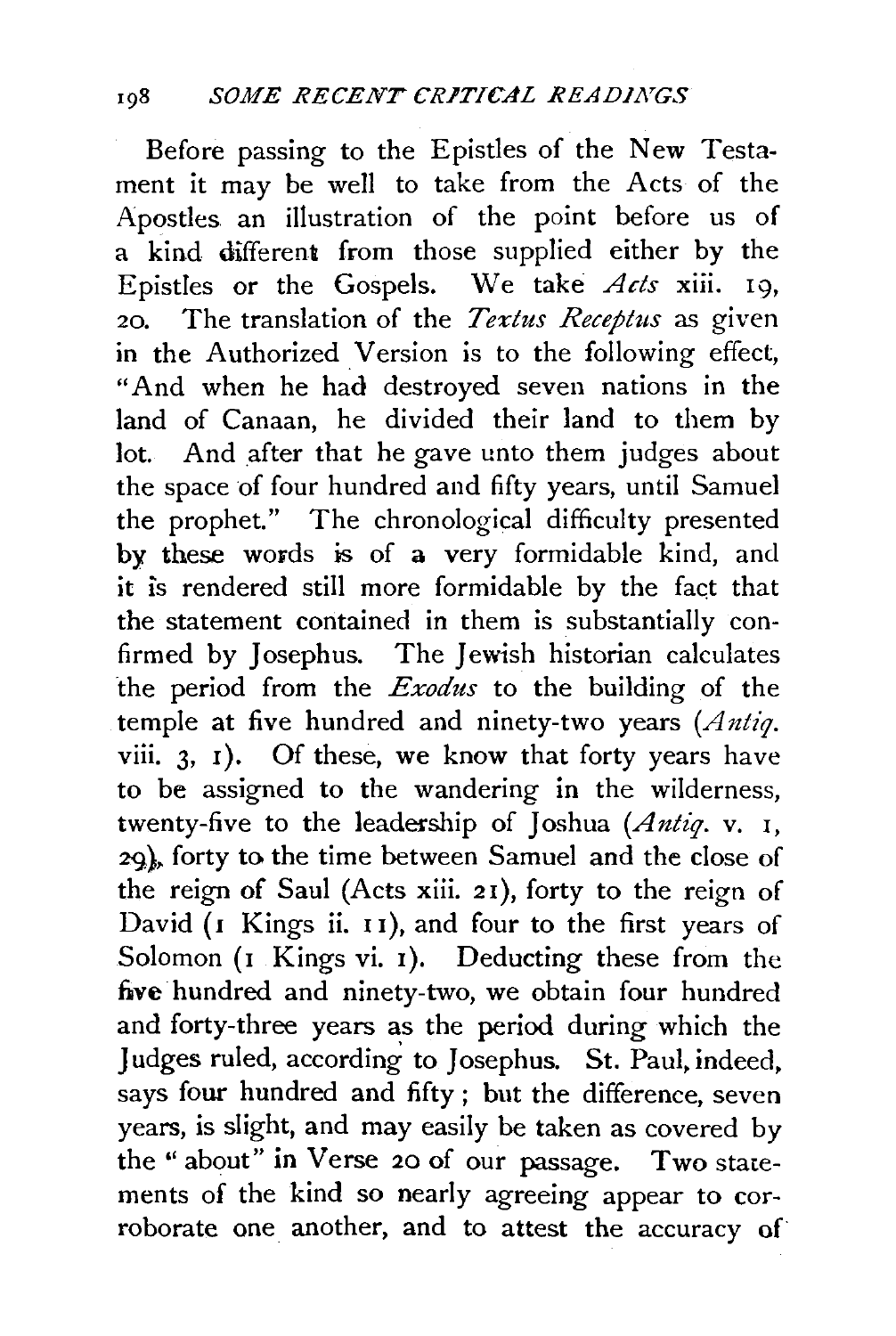Before passing to the Epistles of the New Testament it may be well to take from the Acts of the Apostles an illustration of the point before us of a kind different from those supplied either by the Epistles or the Gospels. We take *Acts* xiii. 19, 20. The translation of the *Textus Receptus* as given in the Authorized Version is to the following effect, "And when he had destroyed seven nations in the land of Canaan, he divided their land to them by lot. And after that he gave unto them judges about the space of four hundred and fifty years, until Samuel the prophet." The chronological difficulty presented by these words is of a very formidable kind, and it is rendered still more formidable by the fact that the statement contained in them is substantially confirmed by Josephus. The Jewish historian calculates the period from the *Exodus* to the building of the temple at five hundred and ninety-two years (*Antiq.* viii. 3, 1). Of these, we know that forty years have to be assigned to the wandering in the wilderness, twenty-five to the leadership of Joshua (*Antiq.* v. 1, 29), forty to the time between Samuel and the close of the reign of Saul (Acts xiii. 21), forty to the reign of David (1 Kings ii. 11), and four to the first years of Solomon (1 Kings vi. 1). Deducting these from the five hundred and ninety-two, we obtain four hundred and forty-three years as the period during which the Judges ruled, according to Josephus. St. Paul, indeed, says four hundred and fifty; but the difference, seven years, is slight, and may easily be taken as covered by the "about" in Verse 20 of our passage. Two statements of the kind so nearly agreeing appear to corroborate one another, and to attest the accuracy of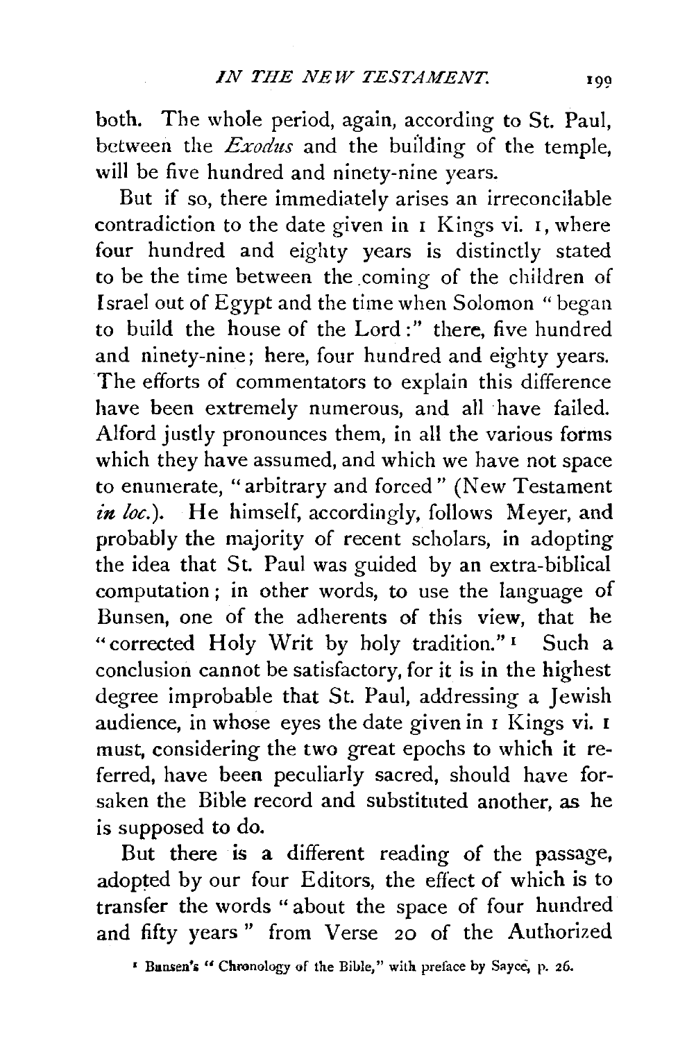both. The whole period, again, according to St. Paul, between the *Exodus* and the building of the temple, will be five hundred and ninety-nine years.

But if so, there immediately arises an irreconcilable contradiction to the date given in 1 Kings vi. 1, where four hundred and eighty years is distinctly stated to be the time between the coming of the children of Israel out of Egypt and the time when Solomon "began to build the house of the Lord:" there, five hundred and ninety-nine; here, four hundred and eighty years. The efforts of commentators to explain this difference have been extremely numerous, and all have failed. Alford justly pronounces them, in all the various forms which they have assumed, and which we have not space to enumerate, "arbitrary and forced" (New Testament *in loc.*). He himself, accordingly, follows Meyer, and probably the majority of recent scholars, in adopting the idea that St. Paul was guided by an extra-biblical computation; in other words, to use the language of Bunsen, one of the adherents of this view, that he "corrected Holy Writ by holy tradition."[1] Such a conclusion cannot be satisfactory, for it is in the highest degree improbable that St. Paul, addressing a Jewish audience, in whose eyes the date given in 1 Kings vi. 1 must, considering the two great epochs to which it referred, have been peculiarly sacred, should have forsaken the Bible record and substituted another, as he is supposed to do.

But there is a different reading of the passage, adopted by our four Editors, the effect of which is to transfer the words "about the space of four hundred and fifty years" from Verse 20 of the Authorized

[1] Bunsen's "Chronology of the Bible," with preface by Sayce, p. 26.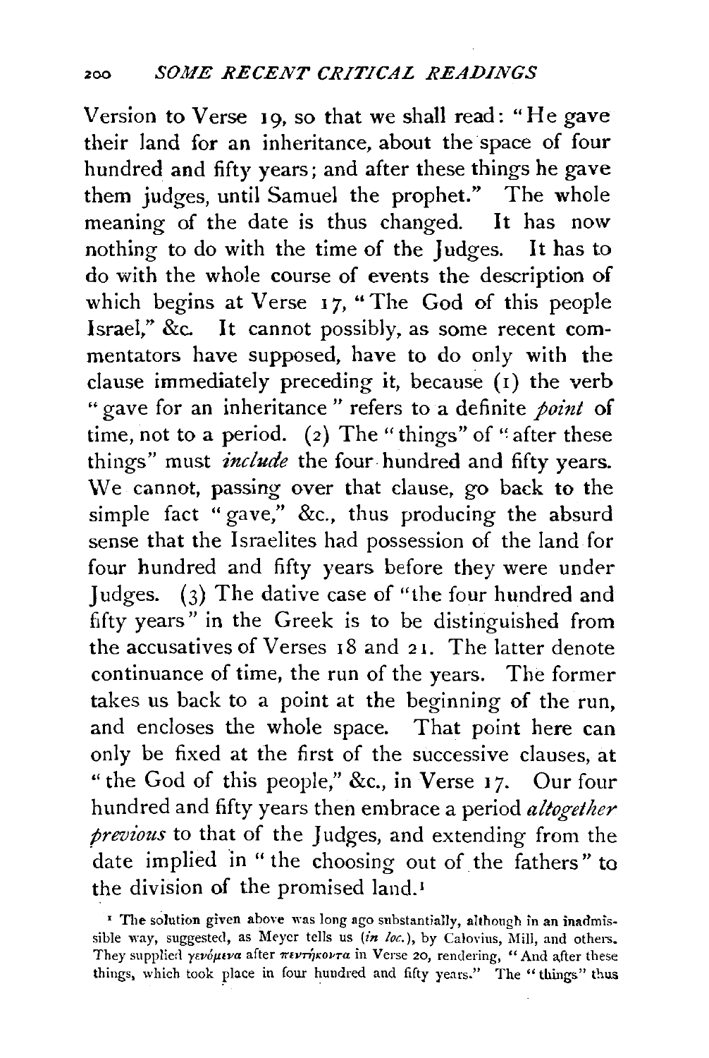Version to Verse 19, so that we shall read: "He gave their land for an inheritance, about the space of four hundred and fifty years; and after these things he gave them judges, until Samuel the prophet." The whole meaning of the date is thus changed. It has now nothing to do with the time of the Judges. It has to do with the whole course of events the description of which begins at Verse 17, "The God of this people Israel," &c. It cannot possibly, as some recent commentators have supposed, have to do only with the clause immediately preceding it, because (1) the verb "gave for an inheritance" refers to a definite *point* of time, not to a period. (2) The "things" of "after these things" must *include* the four hundred and fifty years. We cannot, passing over that clause, go back to the simple fact "gave," &c., thus producing the absurd sense that the Israelites had possession of the land for four hundred and fifty years before they were under Judges. (3) The dative case of "the four hundred and fifty years" in the Greek is to be distinguished from the accusatives of Verses 18 and 21. The latter denote continuance of time, the run of the years. The former takes us back to a point at the beginning of the run, and encloses the whole space. That point here can only be fixed at the first of the successive clauses, at "the God of this people," &c., in Verse 17. Our four hundred and fifty years then embrace a period *altogether previous* to that of the Judges, and extending from the date implied in "the choosing out of the fathers" to the division of the promised land.[1]

[1] The solution given above was long ago substantially, although in an inadmissible way, suggested, as Meyer tells us (*in loc.*), by Calovius, Mill, and others. They supplied γενόμενα after πεντήκοντα in Verse 20, rendering, "And after these things, which took place in four hundred and fifty years." The "things" thus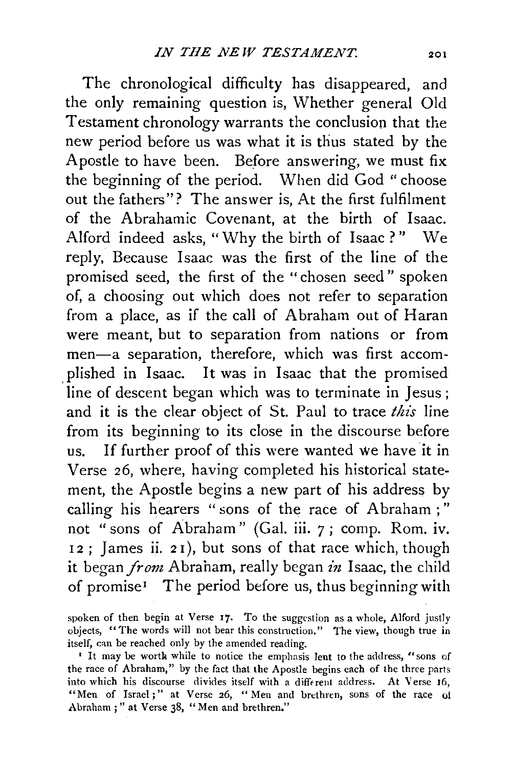The chronological difficulty has disappeared, and the only remaining question is, Whether general Old Testament chronology warrants the conclusion that the new period before us was what it is thus stated by the Apostle to have been. Before answering, we must fix the beginning of the period. When did God "choose out the fathers"? The answer is, At the first fulfilment of the Abrahamic Covenant, at the birth of Isaac. Alford indeed asks, "Why the birth of Isaac?" We reply, Because Isaac was the first of the line of the promised seed, the first of the "chosen seed" spoken of, a choosing out which does not refer to separation from a place, as if the call of Abraham out of Haran were meant, but to separation from nations or from men—a separation, therefore, which was first accomplished in Isaac. It was in Isaac that the promised line of descent began which was to terminate in Jesus; and it is the clear object of St. Paul to trace *this* line from its beginning to its close in the discourse before us. If further proof of this were wanted we have it in Verse 26, where, having completed his historical statement, the Apostle begins a new part of his address by calling his hearers "sons of the race of Abraham;" not "sons of Abraham" (Gal. iii. 7; comp. Rom. iv. 12; James ii. 21), but sons of that race which, though it began *from* Abraham, really began *in* Isaac, the child of promise[1] The period before us, thus beginning with

spoken of then begin at Verse 17. To the suggestion as a whole, Alford justly objects, "The words will not bear this construction." The view, though true in itself, can be reached only by the amended reading.

[1] It may be worth while to notice the emphasis lent to the address, "sons of the race of Abraham," by the fact that the Apostle begins each of the three parts into which his discourse divides itself with a different address. At Verse 16, "Men of Israel;" at Verse 26, "Men and brethren, sons of the race of Abraham;" at Verse 38, "Men and brethren."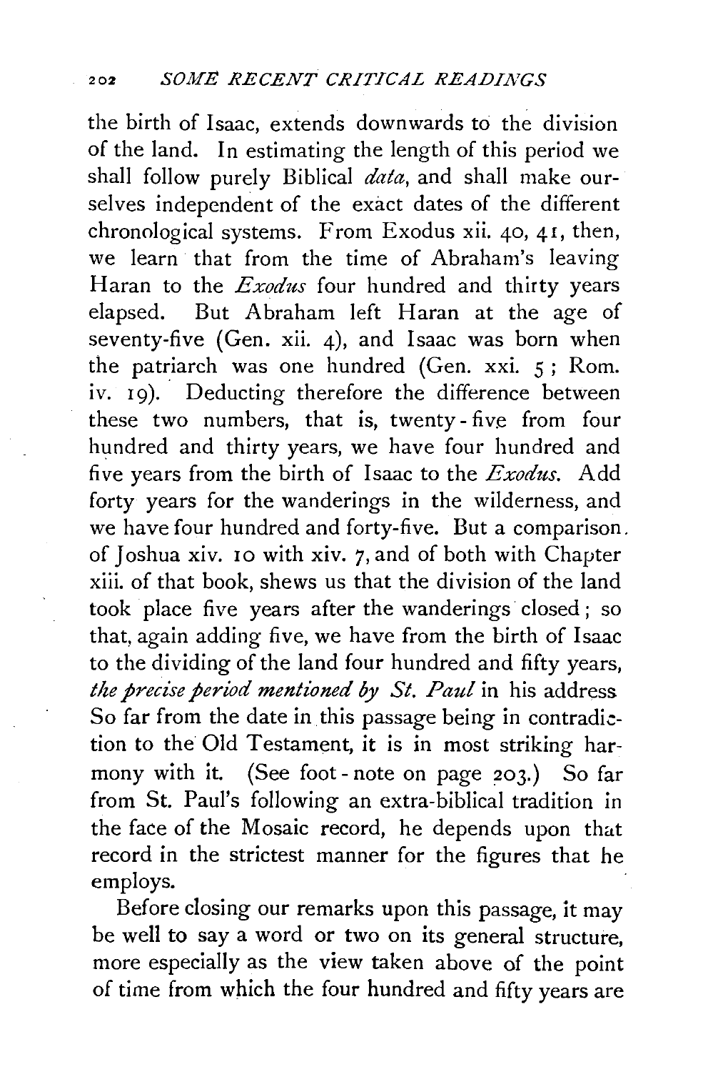the birth of Isaac, extends downwards to the division of the land. In estimating the length of this period we shall follow purely Biblical *data*, and shall make ourselves independent of the exact dates of the different chronological systems. From Exodus xii. 40, 41, then, we learn that from the time of Abraham's leaving Haran to the *Exodus* four hundred and thirty years elapsed. But Abraham left Haran at the age of seventy-five (Gen. xii. 4), and Isaac was born when the patriarch was one hundred (Gen. xxi. 5; Rom. iv. 19). Deducting therefore the difference between these two numbers, that is, twenty-five from four hundred and thirty years, we have four hundred and five years from the birth of Isaac to the *Exodus*. Add forty years for the wanderings in the wilderness, and we have four hundred and forty-five. But a comparison of Joshua xiv. 10 with xiv. 7, and of both with Chapter xiii. of that book, shews us that the division of the land took place five years after the wanderings closed; so that, again adding five, we have from the birth of Isaac to the dividing of the land four hundred and fifty years, *the precise period mentioned by St. Paul* in his address So far from the date in this passage being in contradiction to the Old Testament, it is in most striking harmony with it. (See foot-note on page 203.) So far from St. Paul's following an extra-biblical tradition in the face of the Mosaic record, he depends upon that record in the strictest manner for the figures that he employs.

Before closing our remarks upon this passage, it may be well to say a word or two on its general structure, more especially as the view taken above of the point of time from which the four hundred and fifty years are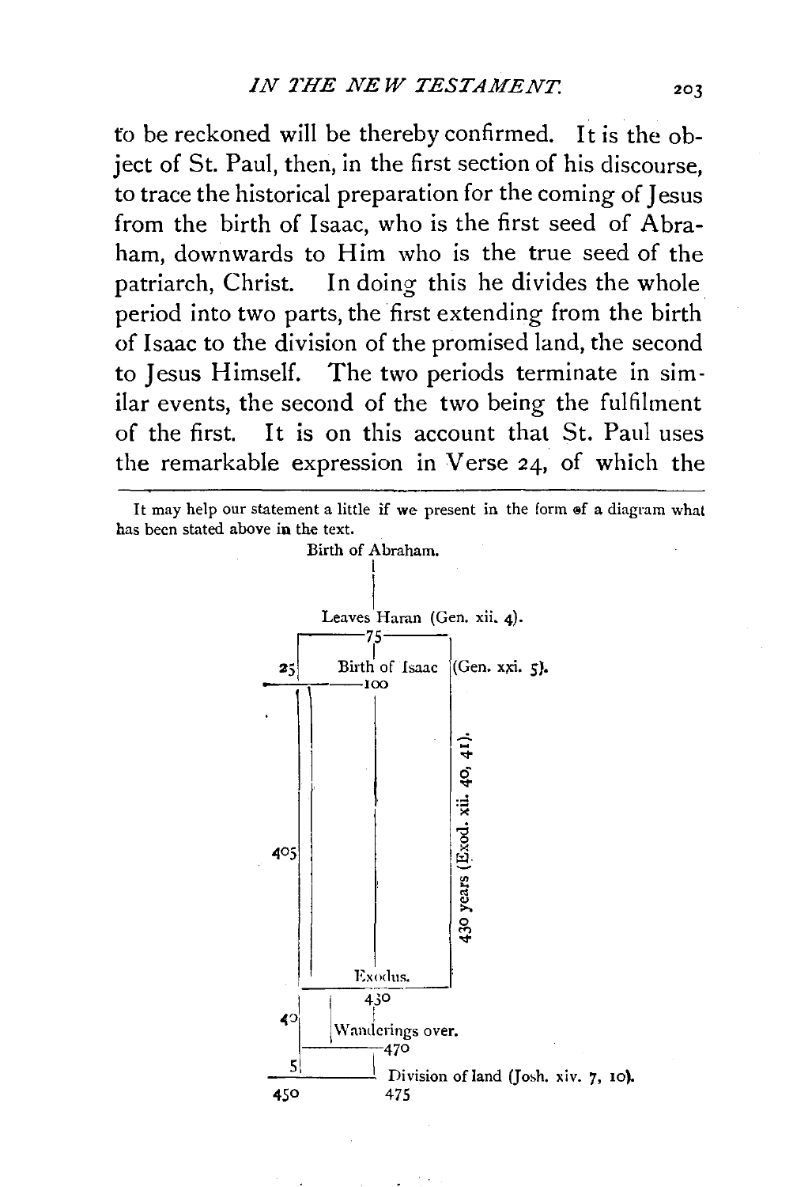to be reckoned will be thereby confirmed. It is the object of St. Paul, then, in the first section of his discourse, to trace the historical preparation for the coming of Jesus from the birth of Isaac, who is the first seed of Abraham, downwards to Him who is the true seed of the patriarch, Christ. In doing this he divides the whole period into two parts, the first extending from the birth of Isaac to the division of the promised land, the second to Jesus Himself. The two periods terminate in similar events, the second of the two being the fulfilment of the first. It is on this account that St. Paul uses the remarkable expression in Verse 24, of which the

---

It may help our statement a little if we present in the form of a diagram what has been stated above in the text.

```
                    Birth of Abraham.
                          |
                          |
                    Leaves Haran (Gen. xii. 4).
               ┌──────────75──────────┐
           25  |      Birth of Isaac  |(Gen. xxi. 5).
          ─────┼──────────100         |
               |           |          |
               |           |          |
               |           |          |  430 years (Exod. xii. 40, 41).
          405  |           |          |
               |           |          |
               |           |          |
               |        Exodus.       |
               ├──────────────────────┘
               |          430
           40  |     Wanderings over.
               ├──────────470
            5  |           |
          ─────┴───────────  Division of land (Josh. xiv. 7, 10).
          450             475
```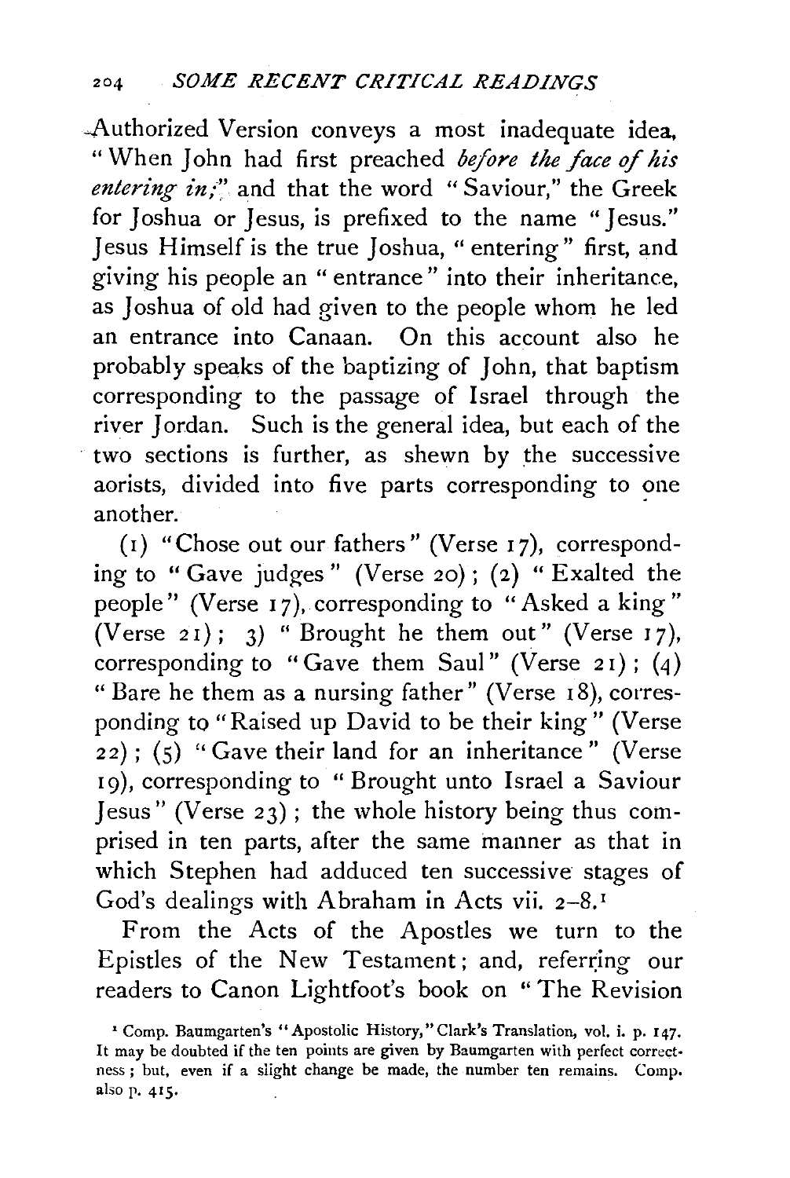Authorized Version conveys a most inadequate idea, "When John had first preached *before the face of his entering in;*" and that the word "Saviour," the Greek for Joshua or Jesus, is prefixed to the name "Jesus." Jesus Himself is the true Joshua, "entering" first, and giving his people an "entrance" into their inheritance, as Joshua of old had given to the people whom he led an entrance into Canaan. On this account also he probably speaks of the baptizing of John, that baptism corresponding to the passage of Israel through the river Jordan. Such is the general idea, but each of the two sections is further, as shewn by the successive aorists, divided into five parts corresponding to one another.

(1) "Chose out our fathers" (Verse 17), corresponding to "Gave judges" (Verse 20); (2) "Exalted the people" (Verse 17), corresponding to "Asked a king" (Verse 21); 3) "Brought he them out" (Verse 17), corresponding to "Gave them Saul" (Verse 21); (4) "Bare he them as a nursing father" (Verse 18), corresponding to "Raised up David to be their king" (Verse 22); (5) "Gave their land for an inheritance" (Verse 19), corresponding to "Brought unto Israel a Saviour Jesus" (Verse 23); the whole history being thus comprised in ten parts, after the same manner as that in which Stephen had adduced ten successive stages of God's dealings with Abraham in Acts vii. 2–8.[1]

From the Acts of the Apostles we turn to the Epistles of the New Testament; and, referring our readers to Canon Lightfoot's book on "The Revision

[1] Comp. Baumgarten's "Apostolic History," Clark's Translation, vol. i. p. 147. It may be doubted if the ten points are given by Baumgarten with perfect correctness; but, even if a slight change be made, the number ten remains. Comp. also p. 415.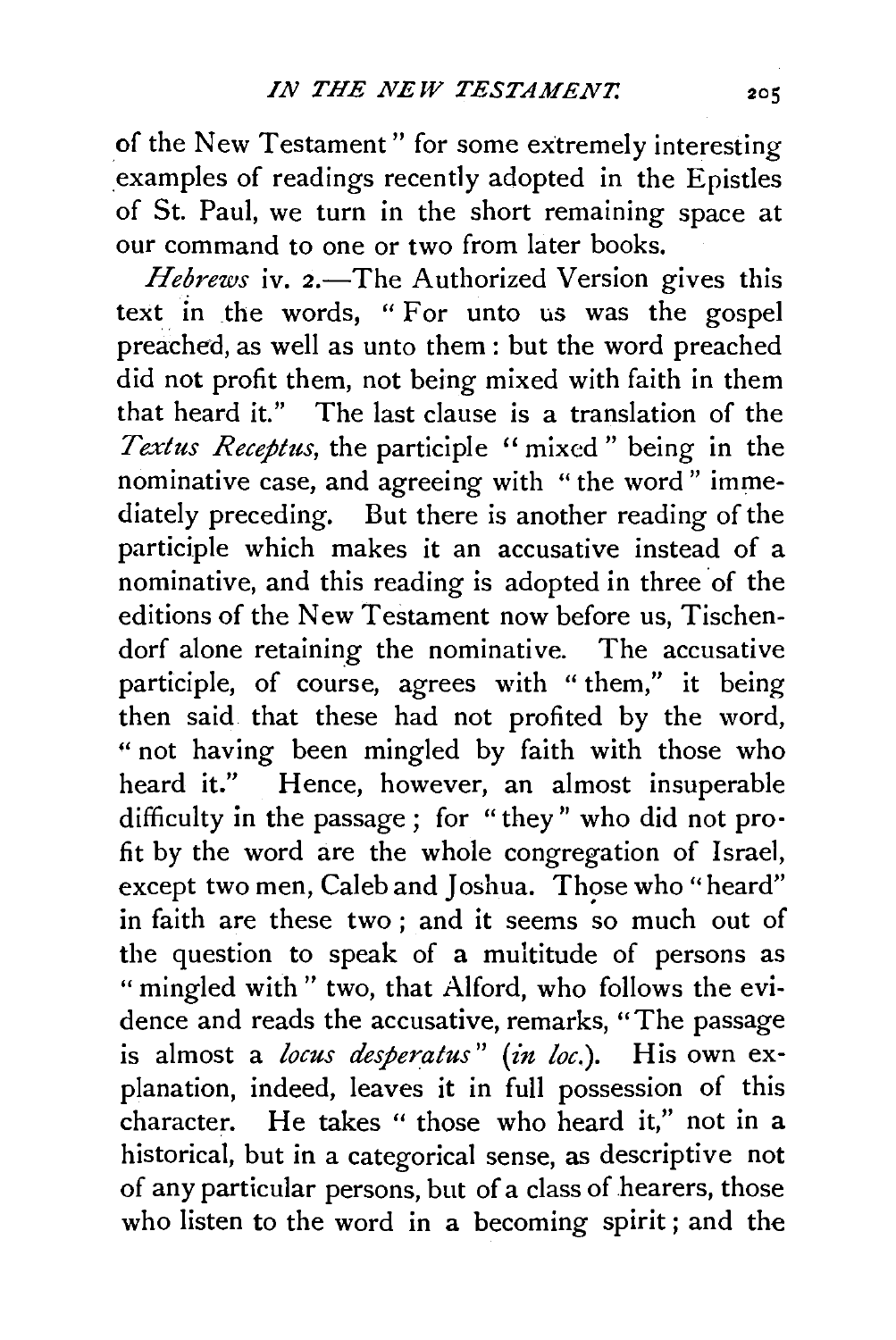of the New Testament" for some extremely interesting examples of readings recently adopted in the Epistles of St. Paul, we turn in the short remaining space at our command to one or two from later books.

*Hebrews* iv. 2.—The Authorized Version gives this text in the words, "For unto us was the gospel preached, as well as unto them: but the word preached did not profit them, not being mixed with faith in them that heard it." The last clause is a translation of the *Textus Receptus*, the participle "mixed" being in the nominative case, and agreeing with "the word" immediately preceding. But there is another reading of the participle which makes it an accusative instead of a nominative, and this reading is adopted in three of the editions of the New Testament now before us, Tischendorf alone retaining the nominative. The accusative participle, of course, agrees with "them," it being then said that these had not profited by the word, "not having been mingled by faith with those who heard it." Hence, however, an almost insuperable difficulty in the passage; for "they" who did not profit by the word are the whole congregation of Israel, except two men, Caleb and Joshua. Those who "heard" in faith are these two; and it seems so much out of the question to speak of a multitude of persons as "mingled with" two, that Alford, who follows the evidence and reads the accusative, remarks, "The passage is almost a *locus desperatus*" (*in loc.*). His own explanation, indeed, leaves it in full possession of this character. He takes "those who heard it," not in a historical, but in a categorical sense, as descriptive not of any particular persons, but of a class of hearers, those who listen to the word in a becoming spirit; and the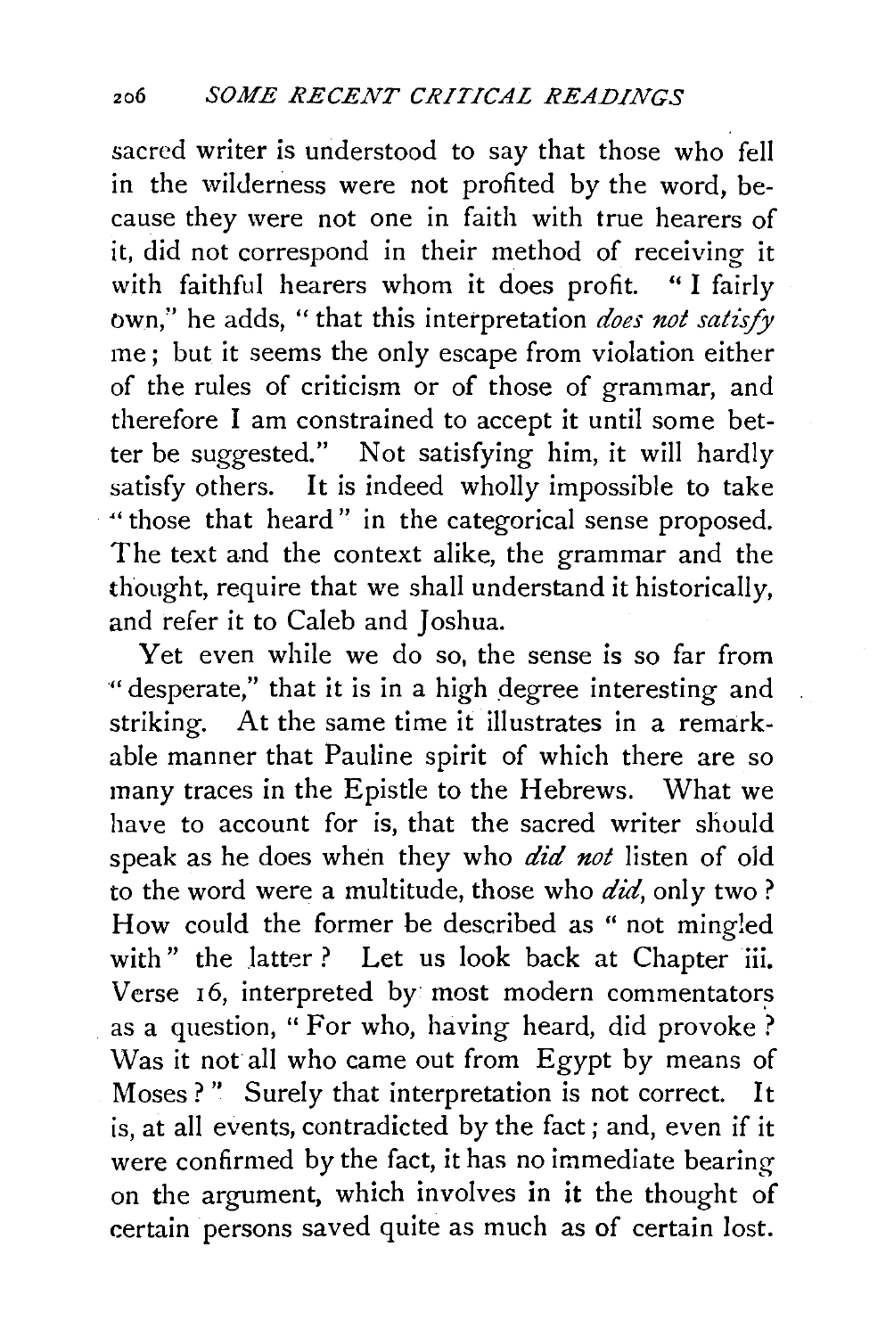sacred writer is understood to say that those who fell in the wilderness were not profited by the word, because they were not one in faith with true hearers of it, did not correspond in their method of receiving it with faithful hearers whom it does profit. "I fairly own," he adds, "that this interpretation *does not satisfy* me; but it seems the only escape from violation either of the rules of criticism or of those of grammar, and therefore I am constrained to accept it until some better be suggested." Not satisfying him, it will hardly satisfy others. It is indeed wholly impossible to take "those that heard" in the categorical sense proposed. The text and the context alike, the grammar and the thought, require that we shall understand it historically, and refer it to Caleb and Joshua.

Yet even while we do so, the sense is so far from "desperate," that it is in a high degree interesting and striking. At the same time it illustrates in a remarkable manner that Pauline spirit of which there are so many traces in the Epistle to the Hebrews. What we have to account for is, that the sacred writer should speak as he does when they who *did not* listen of old to the word were a multitude, those who *did*, only two? How could the former be described as "not mingled with" the latter? Let us look back at Chapter iii. Verse 16, interpreted by most modern commentators as a question, "For who, having heard, did provoke? Was it not all who came out from Egypt by means of Moses?" Surely that interpretation is not correct. It is, at all events, contradicted by the fact; and, even if it were confirmed by the fact, it has no immediate bearing on the argument, which involves in it the thought of certain persons saved quite as much as of certain lost.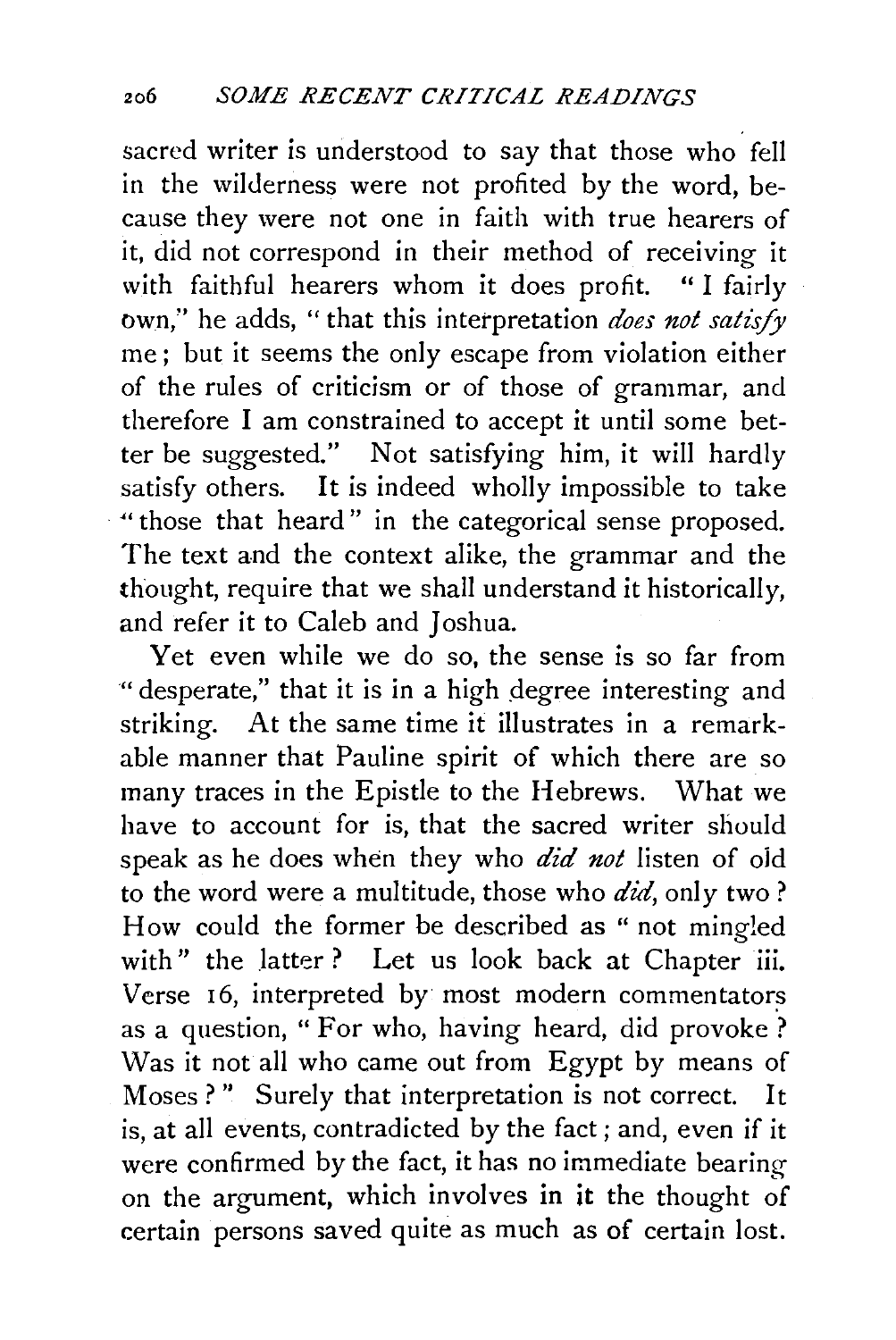sacred writer is understood to say that those who fell in the wilderness were not profited by the word, because they were not one in faith with true hearers of it, did not correspond in their method of receiving it with faithful hearers whom it does profit. "I fairly own," he adds, "that this interpretation *does not satisfy* me; but it seems the only escape from violation either of the rules of criticism or of those of grammar, and therefore I am constrained to accept it until some better be suggested." Not satisfying him, it will hardly satisfy others. It is indeed wholly impossible to take "those that heard" in the categorical sense proposed. The text and the context alike, the grammar and the thought, require that we shall understand it historically, and refer it to Caleb and Joshua.

Yet even while we do so, the sense is so far from "desperate," that it is in a high degree interesting and striking. At the same time it illustrates in a remarkable manner that Pauline spirit of which there are so many traces in the Epistle to the Hebrews. What we have to account for is, that the sacred writer should speak as he does when they who *did not* listen of old to the word were a multitude, those who *did*, only two? How could the former be described as "not mingled with" the latter? Let us look back at Chapter iii. Verse 16, interpreted by most modern commentators as a question, "For who, having heard, did provoke? Was it not all who came out from Egypt by means of Moses?" Surely that interpretation is not correct. It is, at all events, contradicted by the fact; and, even if it were confirmed by the fact, it has no immediate bearing on the argument, which involves in it the thought of certain persons saved quite as much as of certain lost.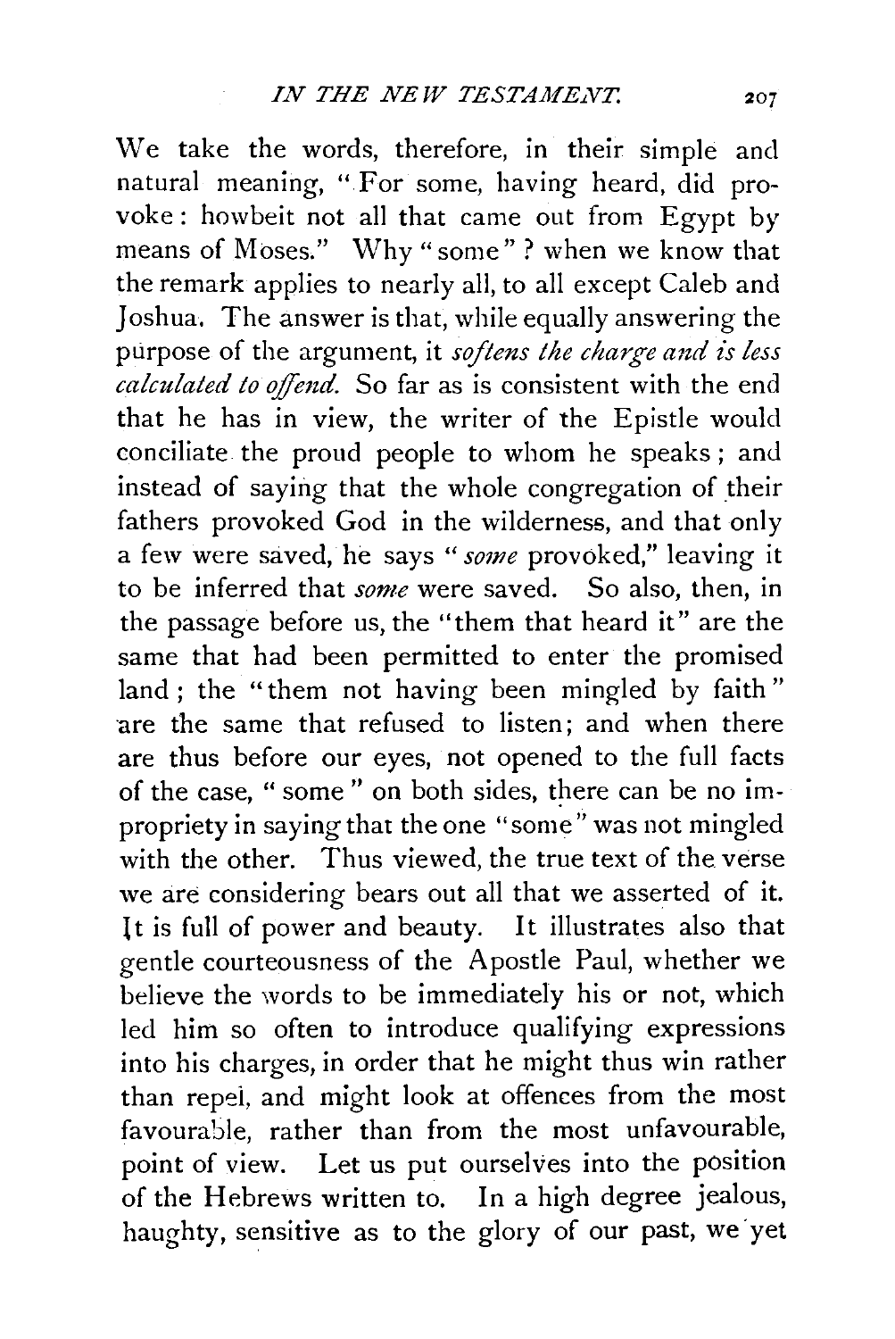We take the words, therefore, in their simple and natural meaning, "For some, having heard, did provoke: howbeit not all that came out from Egypt by means of Moses." Why "some"? when we know that the remark applies to nearly all, to all except Caleb and Joshua. The answer is that, while equally answering the purpose of the argument, it *softens the charge and is less calculated to offend.* So far as is consistent with the end that he has in view, the writer of the Epistle would conciliate the proud people to whom he speaks; and instead of saying that the whole congregation of their fathers provoked God in the wilderness, and that only a few were saved, he says "*some* provoked," leaving it to be inferred that *some* were saved. So also, then, in the passage before us, the "them that heard it" are the same that had been permitted to enter the promised land; the "them not having been mingled by faith" are the same that refused to listen; and when there are thus before our eyes, not opened to the full facts of the case, "some" on both sides, there can be no impropriety in saying that the one "some" was not mingled with the other. Thus viewed, the true text of the verse we are considering bears out all that we asserted of it. It is full of power and beauty. It illustrates also that gentle courteousness of the Apostle Paul, whether we believe the words to be immediately his or not, which led him so often to introduce qualifying expressions into his charges, in order that he might thus win rather than repel, and might look at offences from the most favourable, rather than from the most unfavourable, point of view. Let us put ourselves into the position of the Hebrews written to. In a high degree jealous, haughty, sensitive as to the glory of our past, we yet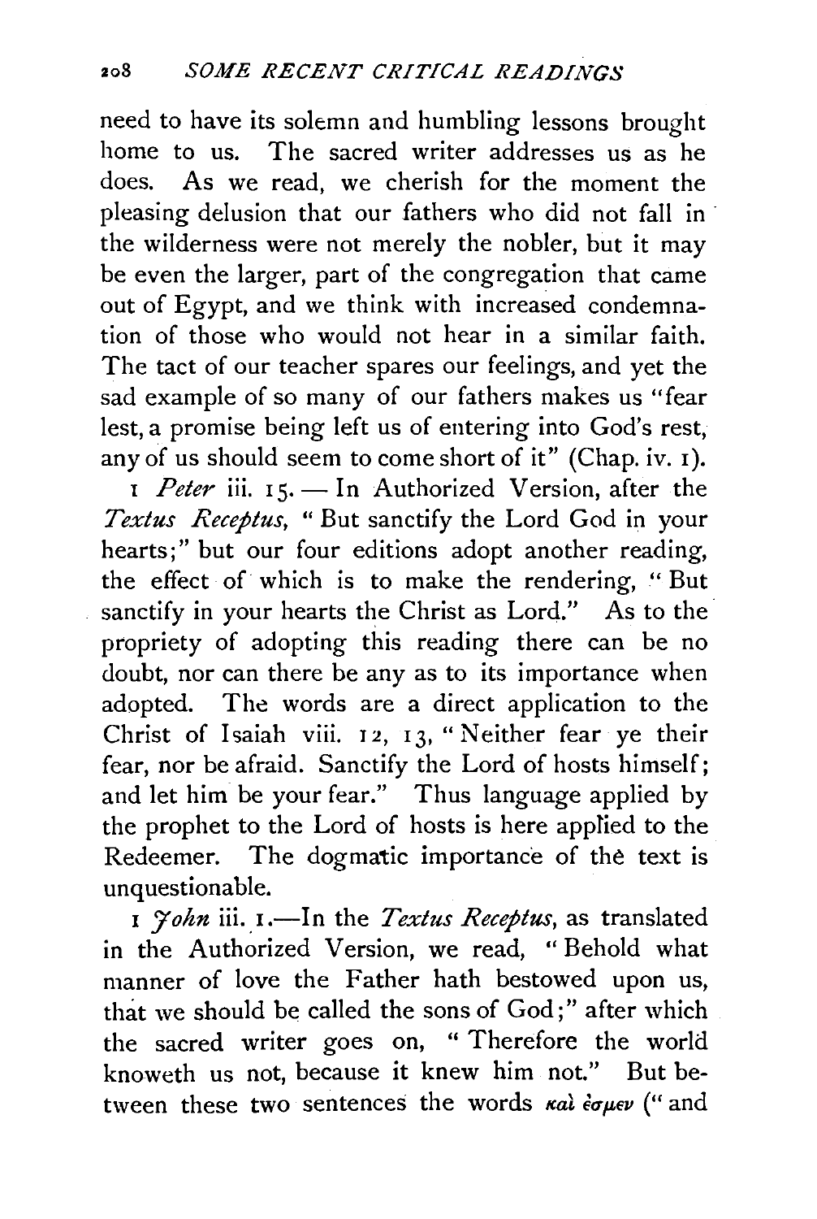need to have its solemn and humbling lessons brought home to us. The sacred writer addresses us as he does. As we read, we cherish for the moment the pleasing delusion that our fathers who did not fall in the wilderness were not merely the nobler, but it may be even the larger, part of the congregation that came out of Egypt, and we think with increased condemnation of those who would not hear in a similar faith. The tact of our teacher spares our feelings, and yet the sad example of so many of our fathers makes us "fear lest, a promise being left us of entering into God's rest, any of us should seem to come short of it" (Chap. iv. 1).

1 *Peter* iii. 15. — In Authorized Version, after the *Textus Receptus*, "But sanctify the Lord God in your hearts;" but our four editions adopt another reading, the effect of which is to make the rendering, "But sanctify in your hearts the Christ as Lord." As to the propriety of adopting this reading there can be no doubt, nor can there be any as to its importance when adopted. The words are a direct application to the Christ of Isaiah viii. 12, 13, "Neither fear ye their fear, nor be afraid. Sanctify the Lord of hosts himself; and let him be your fear." Thus language applied by the prophet to the Lord of hosts is here applied to the Redeemer. The dogmatic importance of the text is unquestionable.

1 *John* iii. 1.—In the *Textus Receptus*, as translated in the Authorized Version, we read, "Behold what manner of love the Father hath bestowed upon us, that we should be called the sons of God;" after which the sacred writer goes on, "Therefore the world knoweth us not, because it knew him not." But between these two sentences the words *καὶ ἐσμεν* ("and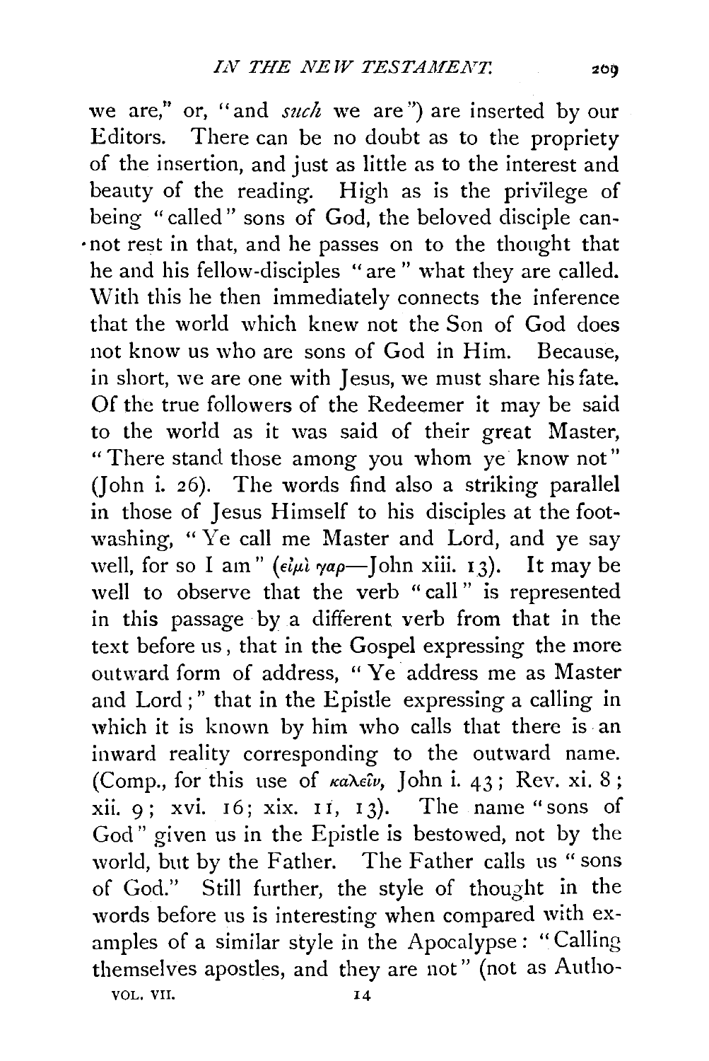we are," or, "and *such* we are") are inserted by our Editors. There can be no doubt as to the propriety of the insertion, and just as little as to the interest and beauty of the reading. High as is the privilege of being "called" sons of God, the beloved disciple cannot rest in that, and he passes on to the thought that he and his fellow-disciples "are" what they are called. With this he then immediately connects the inference that the world which knew not the Son of God does not know us who are sons of God in Him. Because, in short, we are one with Jesus, we must share his fate. Of the true followers of the Redeemer it may be said to the world as it was said of their great Master, "There stand those among you whom ye know not" (John i. 26). The words find also a striking parallel in those of Jesus Himself to his disciples at the foot-washing, "Ye call me Master and Lord, and ye say well, for so I am" (εἰμὶ γαρ—John xiii. 13). It may be well to observe that the verb "call" is represented in this passage by a different verb from that in the text before us, that in the Gospel expressing the more outward form of address, "Ye address me as Master and Lord;" that in the Epistle expressing a calling in which it is known by him who calls that there is an inward reality corresponding to the outward name. (Comp., for this use of καλεῖν, John i. 43; Rev. xi. 8; xii. 9; xvi. 16; xix. 11, 13). The name "sons of God" given us in the Epistle is bestowed, not by the world, but by the Father. The Father calls us "sons of God." Still further, the style of thought in the words before us is interesting when compared with examples of a similar style in the Apocalypse: "Calling themselves apostles, and they are not" (not as Autho-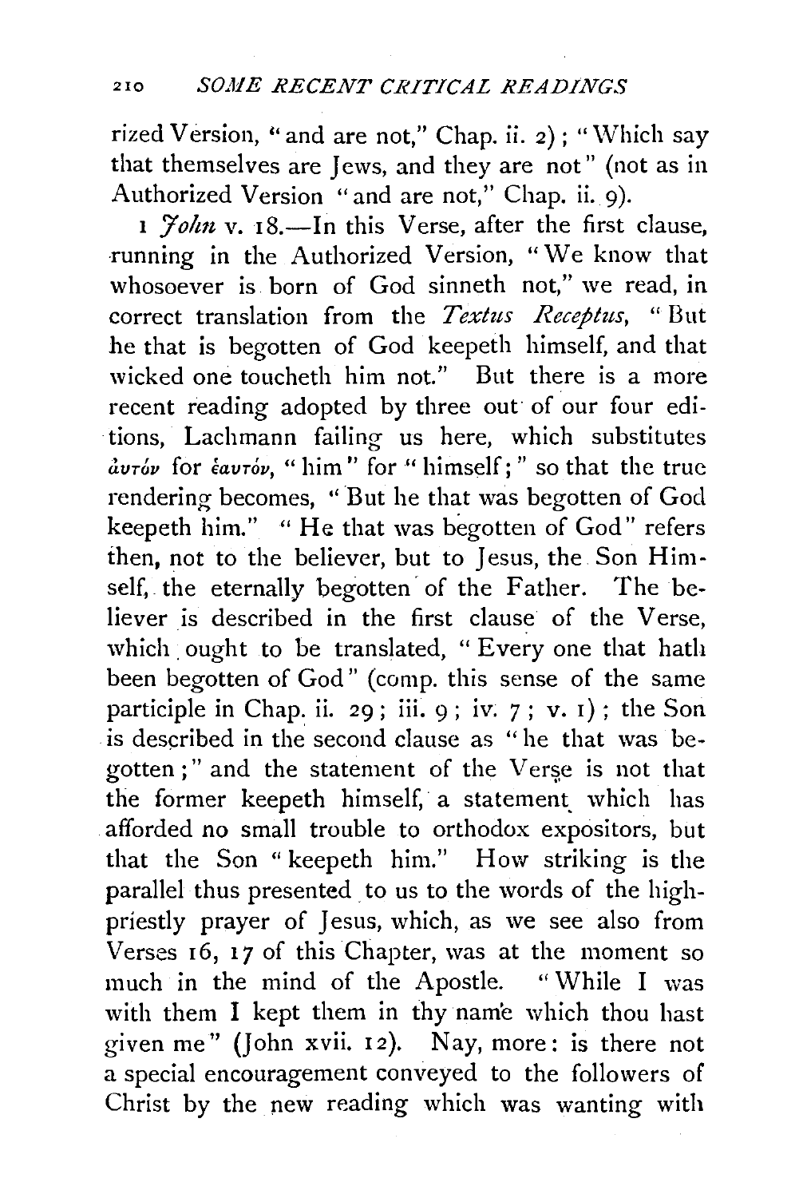rized Version, "and are not," Chap. ii. 2); "Which say that themselves are Jews, and they are not" (not as in Authorized Version "and are not," Chap. ii. 9).

*1 John* v. 18.—In this Verse, after the first clause, running in the Authorized Version, "We know that whosoever is born of God sinneth not," we read, in correct translation from the *Textus Receptus*, "But he that is begotten of God keepeth himself, and that wicked one toucheth him not." But there is a more recent reading adopted by three out of our four editions, Lachmann failing us here, which substitutes αὐτόν for ἑαυτόν, "him" for "himself;" so that the true rendering becomes, "But he that was begotten of God keepeth him." "He that was begotten of God" refers then, not to the believer, but to Jesus, the Son Himself, the eternally begotten of the Father. The believer is described in the first clause of the Verse, which ought to be translated, "Every one that hath been begotten of God" (comp. this sense of the same participle in Chap. ii. 29; iii. 9; iv. 7; v. 1); the Son is described in the second clause as "he that was begotten;" and the statement of the Verse is not that the former keepeth himself, a statement which has afforded no small trouble to orthodox expositors, but that the Son "keepeth him." How striking is the parallel thus presented to us to the words of the high-priestly prayer of Jesus, which, as we see also from Verses 16, 17 of this Chapter, was at the moment so much in the mind of the Apostle. "While I was with them I kept them in thy name which thou hast given me" (John xvii. 12). Nay, more: is there not a special encouragement conveyed to the followers of Christ by the new reading which was wanting with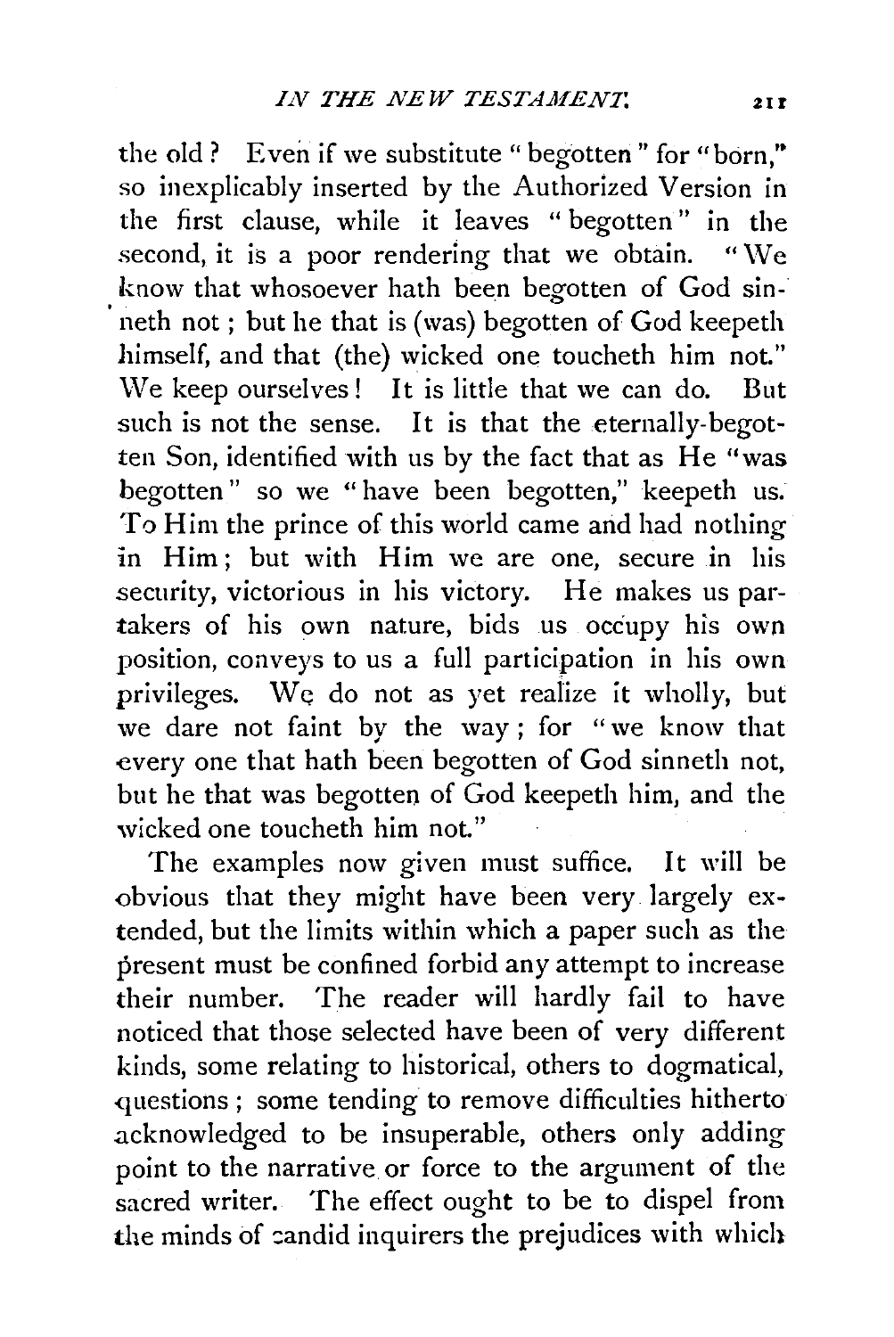the old? Even if we substitute "begotten" for "born," so inexplicably inserted by the Authorized Version in the first clause, while it leaves "begotten" in the second, it is a poor rendering that we obtain. "We know that whosoever hath been begotten of God sinneth not; but he that is (was) begotten of God keepeth himself, and that (the) wicked one toucheth him not." We keep ourselves! It is little that we can do. But such is not the sense. It is that the eternally-begotten Son, identified with us by the fact that as He "was begotten" so we "have been begotten," keepeth us. To Him the prince of this world came and had nothing in Him; but with Him we are one, secure in his security, victorious in his victory. He makes us partakers of his own nature, bids us occupy his own position, conveys to us a full participation in his own privileges. We do not as yet realize it wholly, but we dare not faint by the way; for "we know that every one that hath been begotten of God sinneth not, but he that was begotten of God keepeth him, and the wicked one toucheth him not."

The examples now given must suffice. It will be obvious that they might have been very largely extended, but the limits within which a paper such as the present must be confined forbid any attempt to increase their number. The reader will hardly fail to have noticed that those selected have been of very different kinds, some relating to historical, others to dogmatical, questions; some tending to remove difficulties hitherto acknowledged to be insuperable, others only adding point to the narrative or force to the argument of the sacred writer. The effect ought to be to dispel from the minds of candid inquirers the prejudices with which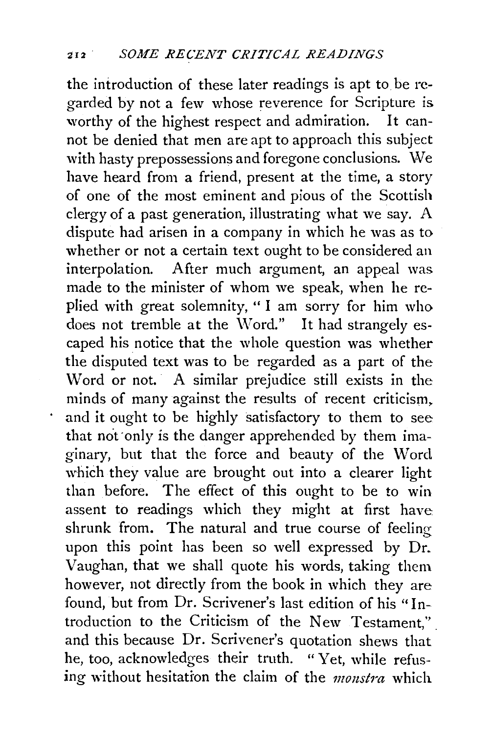the introduction of these later readings is apt to be regarded by not a few whose reverence for Scripture is worthy of the highest respect and admiration. It cannot be denied that men are apt to approach this subject with hasty prepossessions and foregone conclusions. We have heard from a friend, present at the time, a story of one of the most eminent and pious of the Scottish clergy of a past generation, illustrating what we say. A dispute had arisen in a company in which he was as to whether or not a certain text ought to be considered an interpolation. After much argument, an appeal was made to the minister of whom we speak, when he replied with great solemnity, "I am sorry for him who does not tremble at the Word." It had strangely escaped his notice that the whole question was whether the disputed text was to be regarded as a part of the Word or not. A similar prejudice still exists in the minds of many against the results of recent criticism, and it ought to be highly satisfactory to them to see that not only is the danger apprehended by them imaginary, but that the force and beauty of the Word which they value are brought out into a clearer light than before. The effect of this ought to be to win assent to readings which they might at first have shrunk from. The natural and true course of feeling upon this point has been so well expressed by Dr. Vaughan, that we shall quote his words, taking them however, not directly from the book in which they are found, but from Dr. Scrivener's last edition of his "Introduction to the Criticism of the New Testament," and this because Dr. Scrivener's quotation shews that he, too, acknowledges their truth. "Yet, while refusing without hesitation the claim of the *monstra* which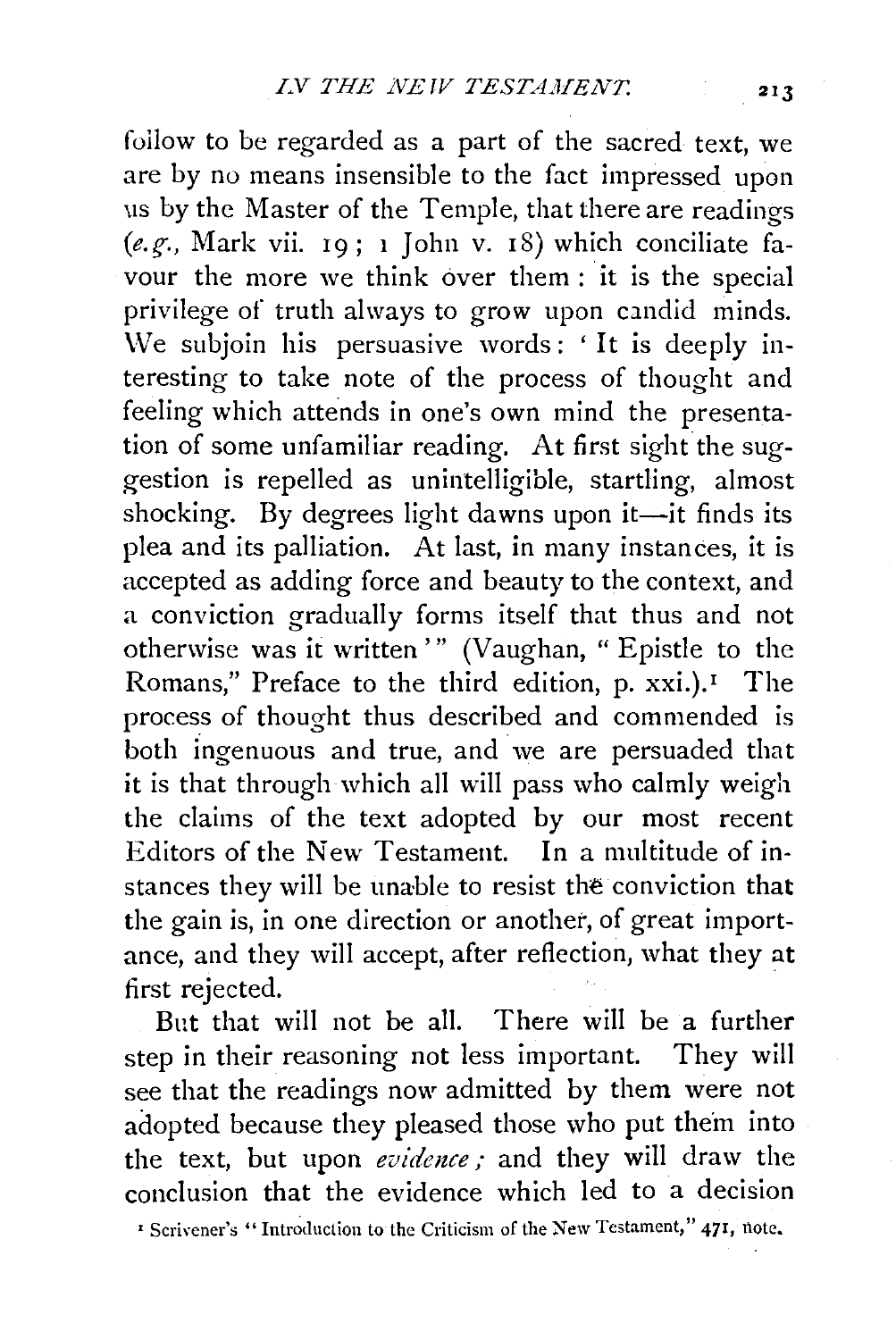follow to be regarded as a part of the sacred text, we are by no means insensible to the fact impressed upon us by the Master of the Temple, that there are readings (*e.g.*, Mark vii. 19; 1 John v. 18) which conciliate favour the more we think over them: it is the special privilege of truth always to grow upon candid minds. We subjoin his persuasive words: 'It is deeply interesting to take note of the process of thought and feeling which attends in one's own mind the presentation of some unfamiliar reading. At first sight the suggestion is repelled as unintelligible, startling, almost shocking. By degrees light dawns upon it—it finds its plea and its palliation. At last, in many instances, it is accepted as adding force and beauty to the context, and a conviction gradually forms itself that thus and not otherwise was it written'" (Vaughan, "Epistle to the Romans," Preface to the third edition, p. xxi.).[1] The process of thought thus described and commended is both ingenuous and true, and we are persuaded that it is that through which all will pass who calmly weigh the claims of the text adopted by our most recent Editors of the New Testament. In a multitude of instances they will be unable to resist the conviction that the gain is, in one direction or another, of great importance, and they will accept, after reflection, what they at first rejected.

But that will not be all. There will be a further step in their reasoning not less important. They will see that the readings now admitted by them were not adopted because they pleased those who put them into the text, but upon *evidence*; and they will draw the conclusion that the evidence which led to a decision

[1] Scrivener's "Introduction to the Criticism of the New Testament," 471, note.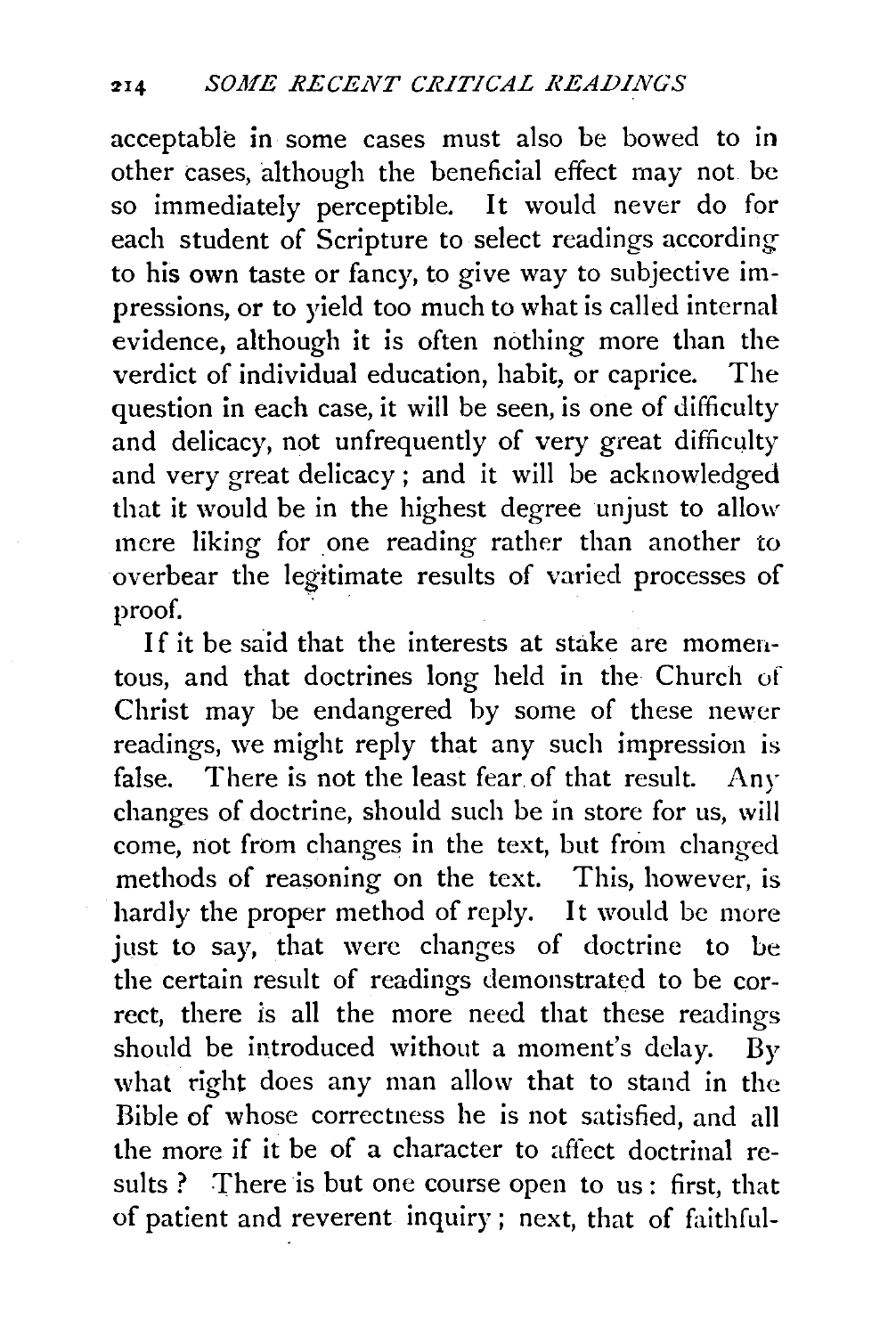acceptable in some cases must also be bowed to in other cases, although the beneficial effect may not be so immediately perceptible. It would never do for each student of Scripture to select readings according to his own taste or fancy, to give way to subjective impressions, or to yield too much to what is called internal evidence, although it is often nothing more than the verdict of individual education, habit, or caprice. The question in each case, it will be seen, is one of difficulty and delicacy, not unfrequently of very great difficulty and very great delicacy; and it will be acknowledged that it would be in the highest degree unjust to allow mere liking for one reading rather than another to overbear the legitimate results of varied processes of proof.

If it be said that the interests at stake are momentous, and that doctrines long held in the Church of Christ may be endangered by some of these newer readings, we might reply that any such impression is false. There is not the least fear of that result. Any changes of doctrine, should such be in store for us, will come, not from changes in the text, but from changed methods of reasoning on the text. This, however, is hardly the proper method of reply. It would be more just to say, that were changes of doctrine to be the certain result of readings demonstrated to be correct, there is all the more need that these readings should be introduced without a moment's delay. By what right does any man allow that to stand in the Bible of whose correctness he is not satisfied, and all the more if it be of a character to affect doctrinal results? There is but one course open to us: first, that of patient and reverent inquiry; next, that of faithful-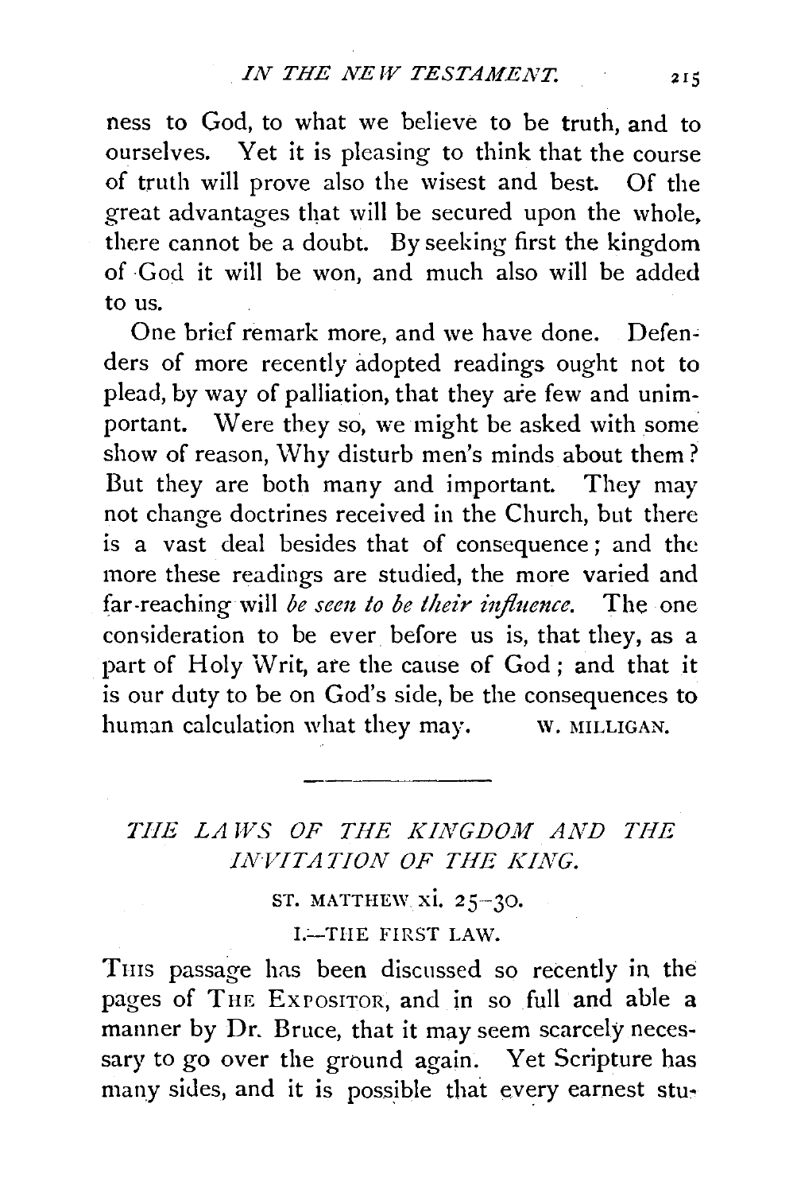ness to God, to what we believe to be truth, and to ourselves. Yet it is pleasing to think that the course of truth will prove also the wisest and best. Of the great advantages that will be secured upon the whole, there cannot be a doubt. By seeking first the kingdom of God it will be won, and much also will be added to us.

One brief remark more, and we have done. Defenders of more recently adopted readings ought not to plead, by way of palliation, that they are few and unimportant. Were they so, we might be asked with some show of reason, Why disturb men's minds about them? But they are both many and important. They may not change doctrines received in the Church, but there is a vast deal besides that of consequence; and the more these readings are studied, the more varied and far-reaching will *be seen to be their influence*. The one consideration to be ever before us is, that they, as a part of Holy Writ, are the cause of God; and that it is our duty to be on God's side, be the consequences to human calculation what they may. W. MILLIGAN.

---

## *THE LAWS OF THE KINGDOM AND THE INVITATION OF THE KING.*

### ST. MATTHEW xi. 25–30.

#### I.—THE FIRST LAW.

THIS passage has been discussed so recently in the pages of THE EXPOSITOR, and in so full and able a manner by Dr. Bruce, that it may seem scarcely necessary to go over the ground again. Yet Scripture has many sides, and it is possible that every earnest stu-